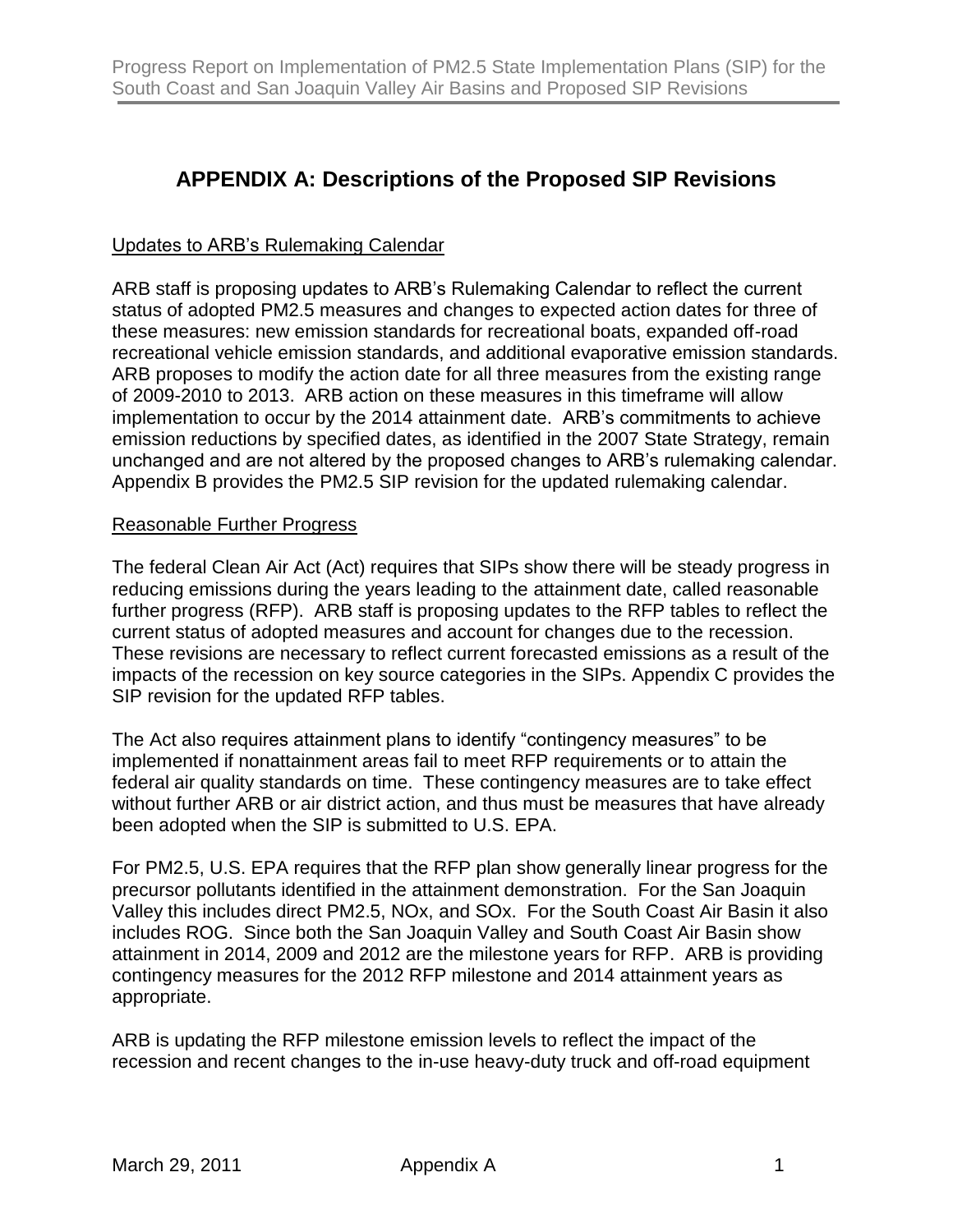# APPENDIX A: Descriptions of the Proposed SIP Revisions

## Updates to ARB's Rulemaking Calendar

ARB staff is proposing updates to ARB's Rulemaking Calendar to reflect the current status of adopted PM2.5 measures and changes to expected action dates for three of these measures: new emission standards for recreational boats, expanded off-road recreational vehicle emission standards, and additional evaporative emission standards. ARB proposes to modify the action date for all three measures from the existing range of 2009-2010 to 2013. ARB action on these measures in this timeframe will allow implementation to occur by the 2014 attainment date. ARB's commitments to achieve emission reductions by specified dates, as identified in the 2007 State Strategy, remain unchanged and are not altered by the proposed changes to ARB's rulemaking calendar. Appendix B provides the PM2.5 SIP revision for the updated rulemaking calendar.

## Reasonable Further Progress

The federal Clean Air Act (Act) requires that SIPs show there will be steady progress in reducing emissions during the years leading to the attainment date, called reasonable further progress (RFP). ARB staff is proposing updates to the RFP tables to reflect the current status of adopted measures and account for changes due to the recession. These revisions are necessary to reflect current forecasted emissions as a result of the impacts of the recession on key source categories in the SIPs. Appendix C provides the SIP revision for the updated RFP tables.

The Act also requires attainment plans to identify "contingency measures" to be implemented if nonattainment areas fail to meet RFP requirements or to attain the federal air quality standards on time. These contingency measures are to take effect without further ARB or air district action, and thus must be measures that have already been adopted when the SIP is submitted to U.S. EPA.

For PM2.5, U.S. EPA requires that the RFP plan show generally linear progress for the precursor pollutants identified in the attainment demonstration. For the San Joaquin Valley this includes direct PM2.5, NOx, and SOx. For the South Coast Air Basin it also includes ROG. Since both the San Joaquin Valley and South Coast Air Basin show attainment in 2014, 2009 and 2012 are the milestone years for RFP. ARB is providing contingency measures for the 2012 RFP milestone and 2014 attainment years as appropriate.

ARB is updating the RFP milestone emission levels to reflect the impact of the recession and recent changes to the in-use heavy-duty truck and off-road equipment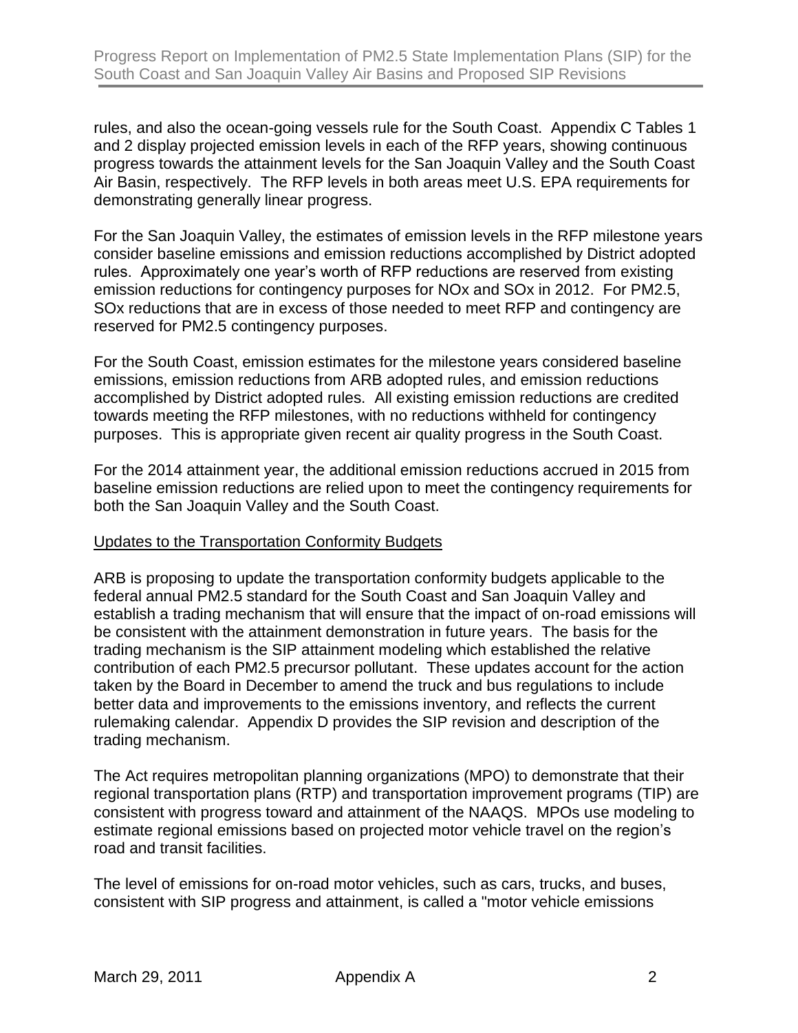rules, and also the ocean-going vessels rule for the South Coast. Appendix C Tables 1 and 2 display projected emission levels in each of the RFP years, showing continuous progress towards the attainment levels for the San Joaquin Valley and the South Coast Air Basin, respectively. The RFP levels in both areas meet U.S. EPA requirements for demonstrating generally linear progress.

For the San Joaquin Valley, the estimates of emission levels in the RFP milestone years consider baseline emissions and emission reductions accomplished by District adopted rules. Approximately one year's worth of RFP reductions are reserved from existing emission reductions for contingency purposes for NOx and SOx in 2012. For PM2.5, SOx reductions that are in excess of those needed to meet RFP and contingency are reserved for PM2.5 contingency purposes.

For the South Coast, emission estimates for the milestone years considered baseline emissions, emission reductions from ARB adopted rules, and emission reductions accomplished by District adopted rules. All existing emission reductions are credited towards meeting the RFP milestones, with no reductions withheld for contingency purposes. This is appropriate given recent air quality progress in the South Coast.

For the 2014 attainment year, the additional emission reductions accrued in 2015 from baseline emission reductions are relied upon to meet the contingency requirements for both the San Joaquin Valley and the South Coast.

<u>Updates to the Transportation Conformity Budgets</u>

ARB is proposing to update the transportation conformity budgets applicable to the federal annual PM2.5 standard for the South Coast and San Joaquin Valley and establish a trading mechanism that will ensure that the impact of on-road emissions will be consistent with the attainment demonstration in future years. The basis for the trading mechanism is the SIP attainment modeling which established the relative contribution of each PM2.5 precursor pollutant. These updates account for the action taken by the Board in December to amend the truck and bus regulations to include better data and improvements to the emissions inventory, and reflects the current rulemaking calendar. Appendix D provides the SIP revision and description of the trading mechanism.

The Act requires metropolitan planning organizations (MPO) to demonstrate that their regional transportation plans (RTP) and transportation improvement programs (TIP) are consistent with progress toward and attainment of the NAAQS. MPOs use modeling to estimate regional emissions based on projected motor vehicle travel on the region's road and transit facilities.

The level of emissions for on-road motor vehicles, such as cars, trucks, and buses, consistent with SIP progress and attainment, is called a "motor vehicle emissions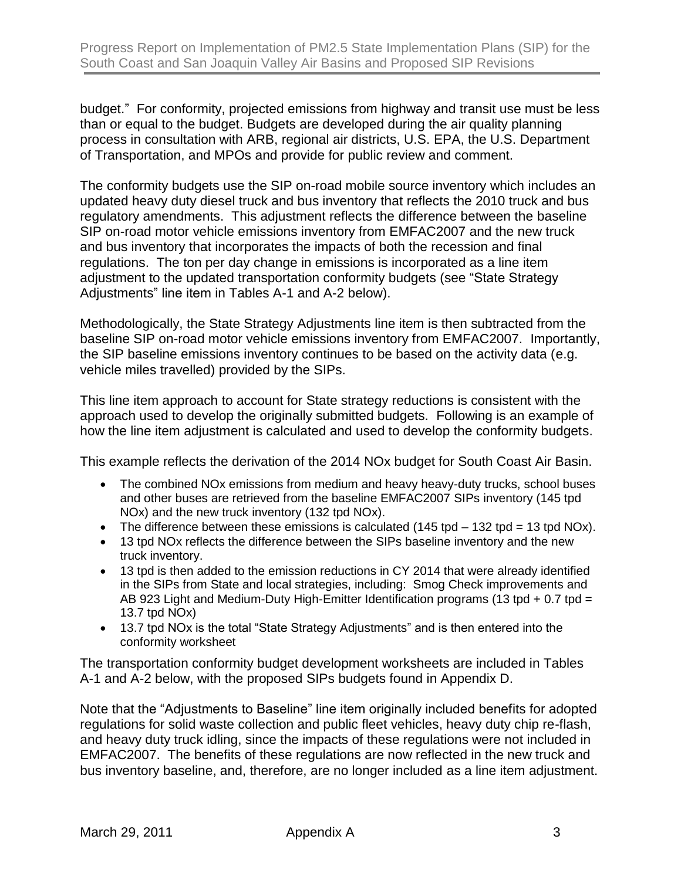budget." For conformity, projected emissions from highway and transit use must be less than or equal to the budget. Budgets are developed during the air quality planning process in consultation with ARB, regional air districts, U.S. EPA, the U.S. Department of Transportation, and MPOs and provide for public review and comment.

The conformity budgets use the SIP on-road mobile source inventory which includes an updated heavy duty diesel truck and bus inventory that reflects the 2010 truck and bus regulatory amendments. This adjustment reflects the difference between the baseline SIP on-road motor vehicle emissions inventory from EMFAC2007 and the new truck and bus inventory that incorporates the impacts of both the recession and final regulations. The ton per day change in emissions is incorporated as a line item adjustment to the updated transportation conformity budgets (see "State Strategy Adjustments" line item in Tables A-1 and A-2 below).

Methodologically, the State Strategy Adjustments line item is then subtracted from the baseline SIP on-road motor vehicle emissions inventory from EMFAC2007. Importantly, the SIP baseline emissions inventory continues to be based on the activity data (e.g. vehicle miles travelled) provided by the SIPs.

This line item approach to account for State strategy reductions is consistent with the approach used to develop the originally submitted budgets. Following is an example of how the line item adjustment is calculated and used to develop the conformity budgets.

This example reflects the derivation of the 2014 NOx budget for South Coast Air Basin.

- The combined NOx emissions from medium and heavy heavy-duty trucks, school buses and other buses are retrieved from the baseline EMFAC2007 SIPs inventory (145 tpd NOx) and the new truck inventory (132 tpd NOx).
- The difference between these emissions is calculated (145 tpd – 132 tpd = 13 tpd NOx).
- 13 tpd NOx reflects the difference between the SIPs baseline inventory and the new truck inventory.
- 13 tpd is then added to the emission reductions in CY 2014 that were already identified in the SIPs from State and local strategies, including: Smog Check improvements and AB 923 Light and Medium-Duty High-Emitter Identification programs (13 tpd + 0.7 tpd = 13.7 tpd NOx)
- 13.7 tpd NOx is the total "State Strategy Adjustments" and is then entered into the conformity worksheet

The transportation conformity budget development worksheets are included in Tables A-1 and A-2 below, with the proposed SIPs budgets found in Appendix D.

Note that the "Adjustments to Baseline" line item originally included benefits for adopted regulations for solid waste collection and public fleet vehicles, heavy duty chip re-flash, and heavy duty truck idling, since the impacts of these regulations were not included in EMFAC2007. The benefits of these regulations are now reflected in the new truck and bus inventory baseline, and, therefore, are no longer included as a line item adjustment.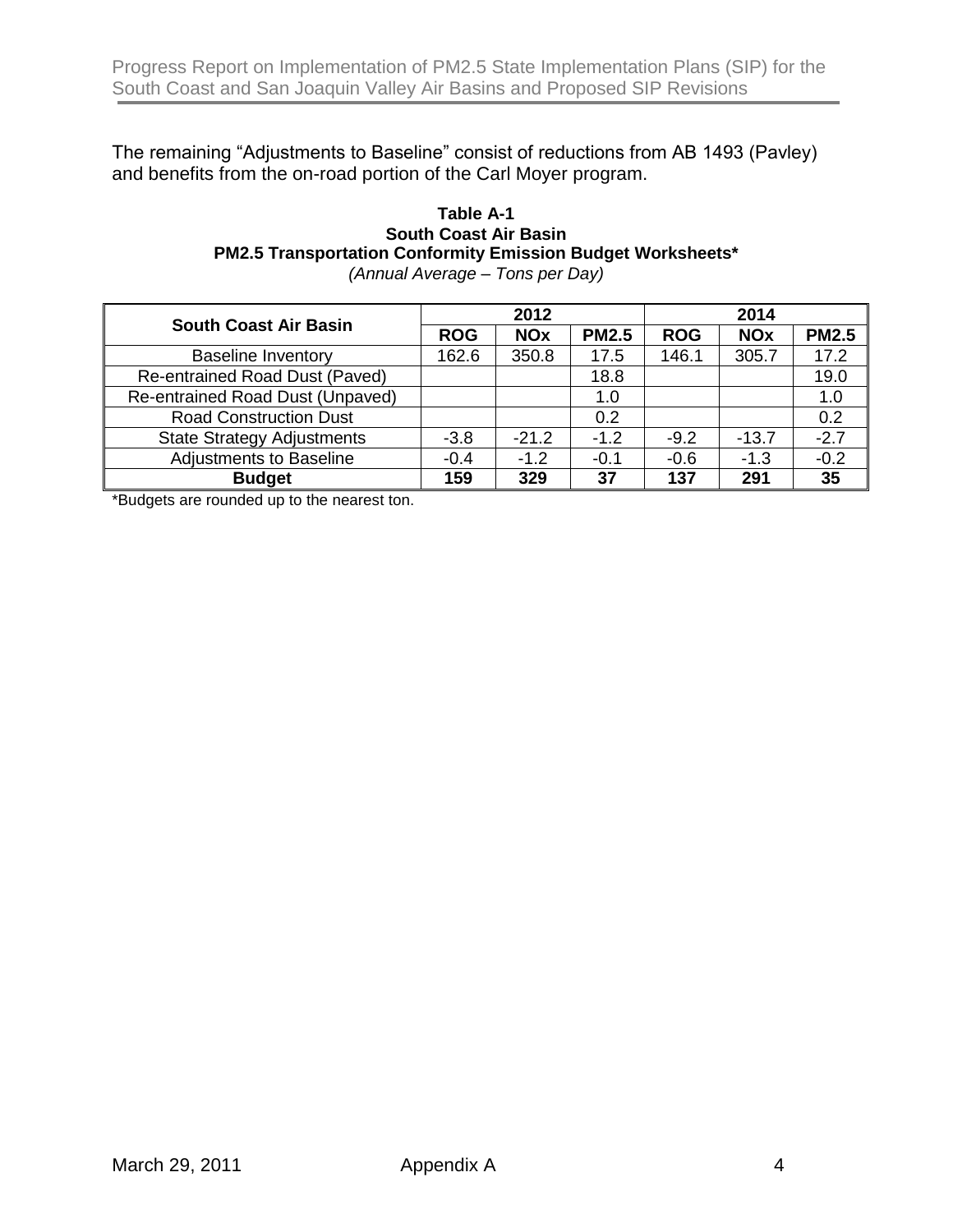The remaining “Adjustments to Baseline” consist of reductions from AB 1493 (Pavley) and benefits from the on-road portion of the Carl Moyer program.

**Table A-1**
**South Coast Air Basin**
**PM2.5 Transportation Conformity Emission Budget Worksheets***
*(Annual Average – Tons per Day)*

| South Coast Air Basin | 2012 | | | 2014 | | |
|---|---|---|---|---|---|---|
| | ROG | NOx | PM2.5 | ROG | NOx | PM2.5 |
| Baseline Inventory | 162.6 | 350.8 | 17.5 | 146.1 | 305.7 | 17.2 |
| Re-entrained Road Dust (Paved) | | | 18.8 | | | 19.0 |
| Re-entrained Road Dust (Unpaved) | | | 1.0 | | | 1.0 |
| Road Construction Dust | | | 0.2 | | | 0.2 |
| State Strategy Adjustments | -3.8 | -21.2 | -1.2 | -9.2 | -13.7 | -2.7 |
| Adjustments to Baseline | -0.4 | -1.2 | -0.1 | -0.6 | -1.3 | -0.2 |
| **Budget** | **159** | **329** | **37** | **137** | **291** | **35** |

*Budgets are rounded up to the nearest ton.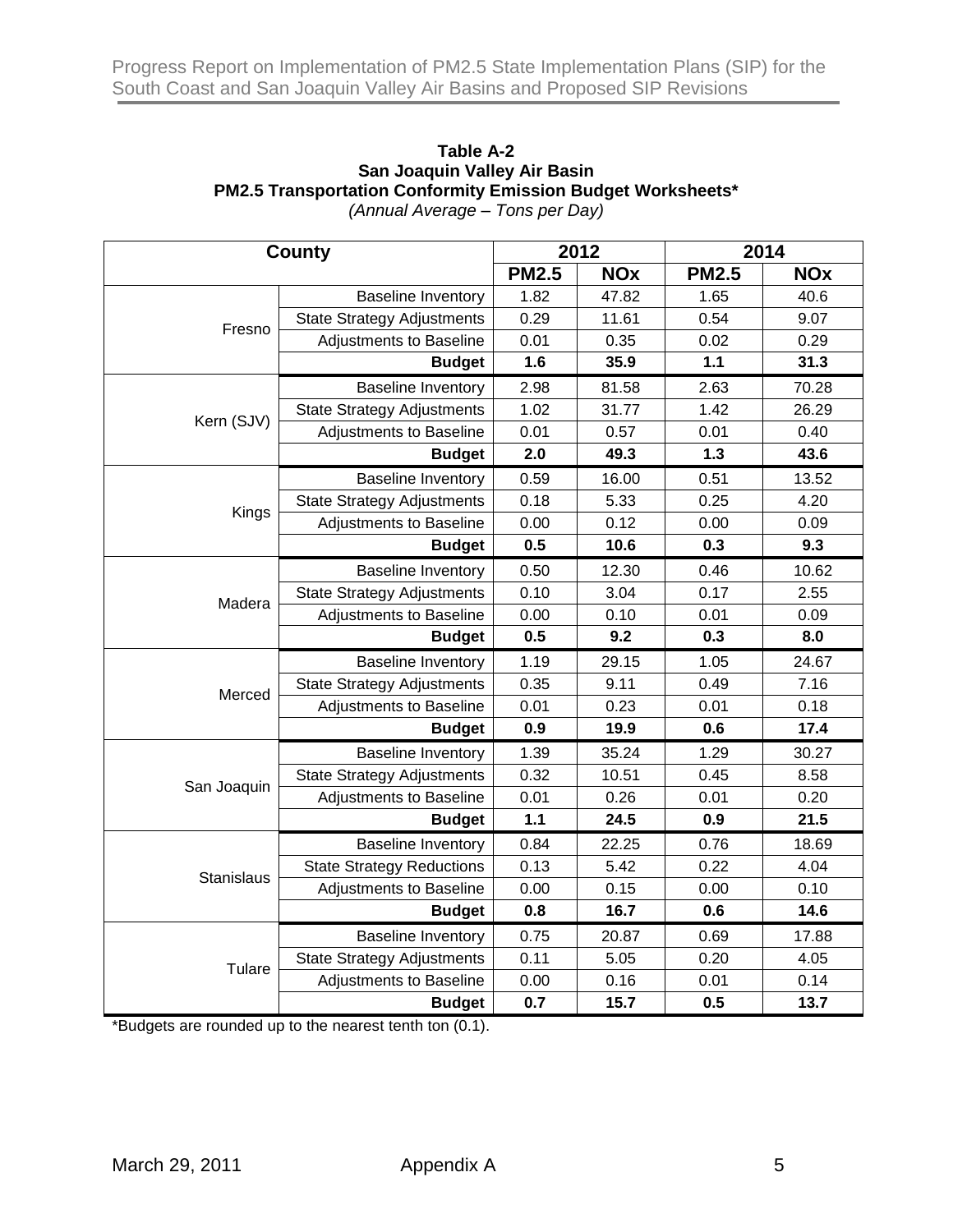**Table A-2**
**San Joaquin Valley Air Basin**
**PM2.5 Transportation Conformity Emission Budget Worksheets***
*(Annual Average – Tons per Day)*

| County | | 2012 | | 2014 | |
|---|---|---|---|---|---|
| | | **PM2.5** | **NOx** | **PM2.5** | **NOx** |
| Fresno | Baseline Inventory | 1.82 | 47.82 | 1.65 | 40.6 |
| | State Strategy Adjustments | 0.29 | 11.61 | 0.54 | 9.07 |
| | Adjustments to Baseline | 0.01 | 0.35 | 0.02 | 0.29 |
| | **Budget** | **1.6** | **35.9** | **1.1** | **31.3** |
| Kern (SJV) | Baseline Inventory | 2.98 | 81.58 | 2.63 | 70.28 |
| | State Strategy Adjustments | 1.02 | 31.77 | 1.42 | 26.29 |
| | Adjustments to Baseline | 0.01 | 0.57 | 0.01 | 0.40 |
| | **Budget** | **2.0** | **49.3** | **1.3** | **43.6** |
| Kings | Baseline Inventory | 0.59 | 16.00 | 0.51 | 13.52 |
| | State Strategy Adjustments | 0.18 | 5.33 | 0.25 | 4.20 |
| | Adjustments to Baseline | 0.00 | 0.12 | 0.00 | 0.09 |
| | **Budget** | **0.5** | **10.6** | **0.3** | **9.3** |
| Madera | Baseline Inventory | 0.50 | 12.30 | 0.46 | 10.62 |
| | State Strategy Adjustments | 0.10 | 3.04 | 0.17 | 2.55 |
| | Adjustments to Baseline | 0.00 | 0.10 | 0.01 | 0.09 |
| | **Budget** | **0.5** | **9.2** | **0.3** | **8.0** |
| Merced | Baseline Inventory | 1.19 | 29.15 | 1.05 | 24.67 |
| | State Strategy Adjustments | 0.35 | 9.11 | 0.49 | 7.16 |
| | Adjustments to Baseline | 0.01 | 0.23 | 0.01 | 0.18 |
| | **Budget** | **0.9** | **19.9** | **0.6** | **17.4** |
| San Joaquin | Baseline Inventory | 1.39 | 35.24 | 1.29 | 30.27 |
| | State Strategy Adjustments | 0.32 | 10.51 | 0.45 | 8.58 |
| | Adjustments to Baseline | 0.01 | 0.26 | 0.01 | 0.20 |
| | **Budget** | **1.1** | **24.5** | **0.9** | **21.5** |
| Stanislaus | Baseline Inventory | 0.84 | 22.25 | 0.76 | 18.69 |
| | State Strategy Reductions | 0.13 | 5.42 | 0.22 | 4.04 |
| | Adjustments to Baseline | 0.00 | 0.15 | 0.00 | 0.10 |
| | **Budget** | **0.8** | **16.7** | **0.6** | **14.6** |
| Tulare | Baseline Inventory | 0.75 | 20.87 | 0.69 | 17.88 |
| | State Strategy Adjustments | 0.11 | 5.05 | 0.20 | 4.05 |
| | Adjustments to Baseline | 0.00 | 0.16 | 0.01 | 0.14 |
| | **Budget** | **0.7** | **15.7** | **0.5** | **13.7** |

*Budgets are rounded up to the nearest tenth ton (0.1).